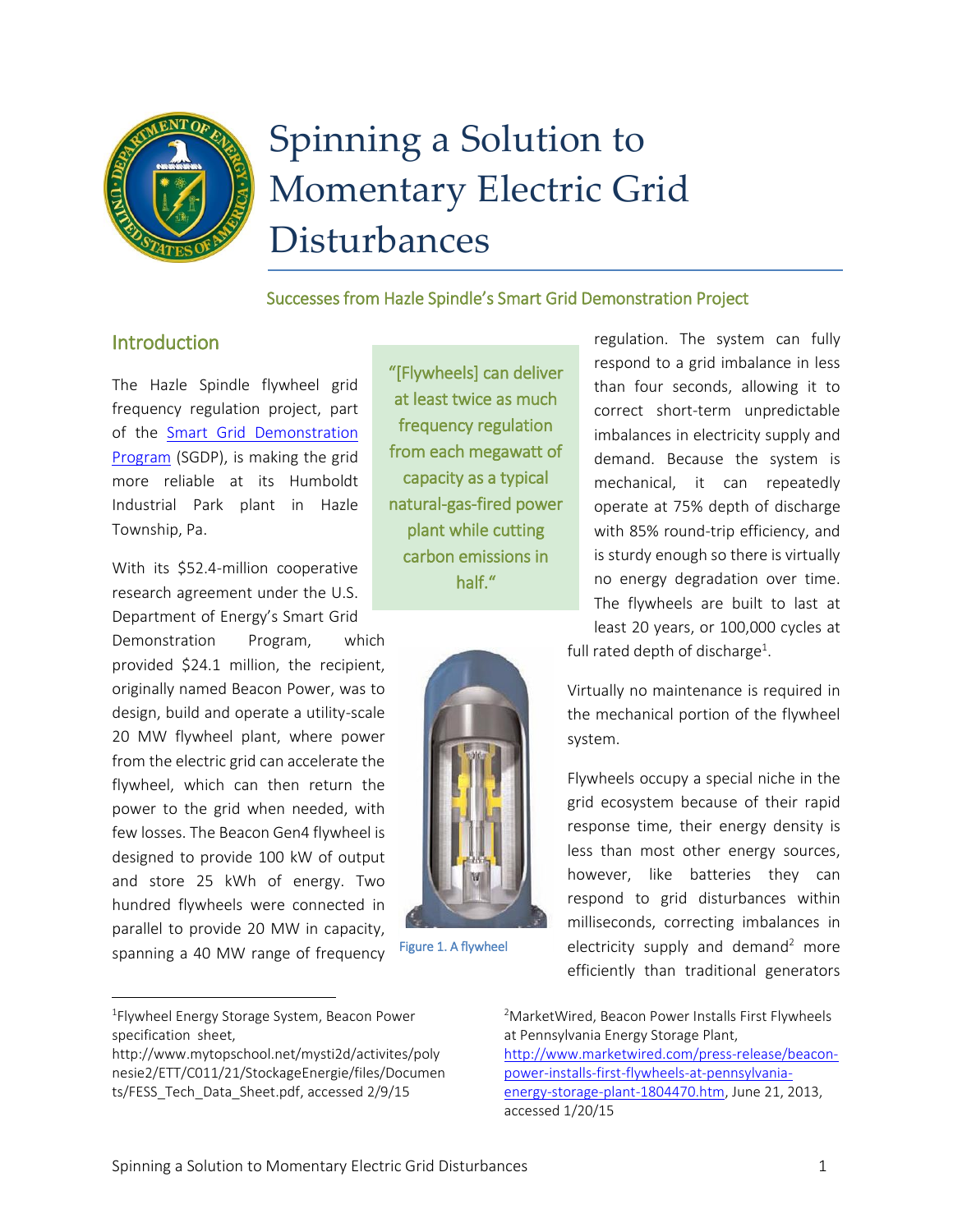# Spinning a Solution to Momentary Electric Grid Disturbances

### Successes from Hazle Spindle's Smart Grid Demonstration Project

## Introduction

The Hazle Spindle flywheel grid frequency regulation project, part of the Smart Grid Demonstration Program (SGDP), is making the grid more reliable at its Humboldt Industrial Park plant in Hazle Township, Pa.

With its $52.4-million cooperative research agreement under the U.S. Department of Energy's Smart Grid Demonstration Program, which provided $24.1 million, the recipient, originally named Beacon Power, was to design, build and operate a utility-scale 20 MW flywheel plant, where power from the electric grid can accelerate the flywheel, which can then return the power to the grid when needed, with few losses. The Beacon Gen4 flywheel is designed to provide 100 kW of output and store 25 kWh of energy. Two hundred flywheels were connected in parallel to provide 20 MW in capacity, spanning a 40 MW range of frequency regulation. The system can fully respond to a grid imbalance in less than four seconds, allowing it to correct short-term unpredictable imbalances in electricity supply and demand. Because the system is mechanical, it can repeatedly operate at 75% depth of discharge with 85% round-trip efficiency, and is sturdy enough so there is virtually no energy degradation over time. The flywheels are built to last at least 20 years, or 100,000 cycles at full rated depth of discharge[1].

> "[Flywheels] can deliver at least twice as much frequency regulation from each megawatt of capacity as a typical natural-gas-fired power plant while cutting carbon emissions in half."

Figure 1. A flywheel

Virtually no maintenance is required in the mechanical portion of the flywheel system.

Flywheels occupy a special niche in the grid ecosystem because of their rapid response time, their energy density is less than most other energy sources, however, like batteries they can respond to grid disturbances within milliseconds, correcting imbalances in electricity supply and demand[2] more efficiently than traditional generators

---

[1]Flywheel Energy Storage System, Beacon Power specification sheet, http://www.mytopschool.net/mysti2d/activites/polynesie2/ETT/C011/21/StockageEnergie/files/Documents/FESS_Tech_Data_Sheet.pdf, accessed 2/9/15

[2]MarketWired, Beacon Power Installs First Flywheels at Pennsylvania Energy Storage Plant, http://www.marketwired.com/press-release/beacon-power-installs-first-flywheels-at-pennsylvania-energy-storage-plant-1804470.htm, June 21, 2013, accessed 1/20/15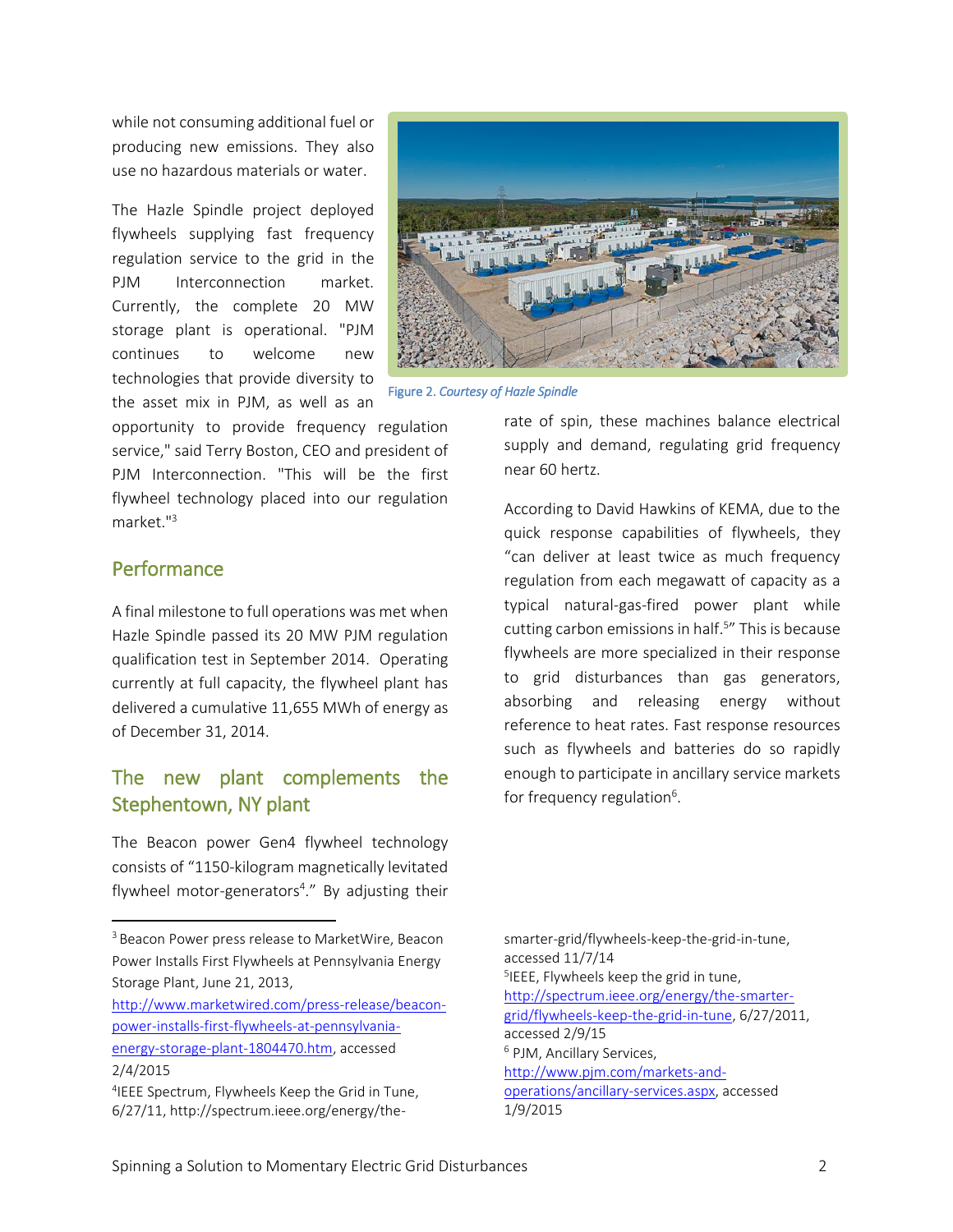while not consuming additional fuel or producing new emissions. They also use no hazardous materials or water.

The Hazle Spindle project deployed flywheels supplying fast frequency regulation service to the grid in the PJM Interconnection market. Currently, the complete 20 MW storage plant is operational. "PJM continues to welcome new technologies that provide diversity to the asset mix in PJM, as well as an opportunity to provide frequency regulation service," said Terry Boston, CEO and president of PJM Interconnection. "This will be the first flywheel technology placed into our regulation market."[3]

Figure 2. *Courtesy of Hazle Spindle*

## Performance

A final milestone to full operations was met when Hazle Spindle passed its 20 MW PJM regulation qualification test in September 2014. Operating currently at full capacity, the flywheel plant has delivered a cumulative 11,655 MWh of energy as of December 31, 2014.

## The new plant complements the Stephentown, NY plant

The Beacon power Gen4 flywheel technology consists of "1150-kilogram magnetically levitated flywheel motor-generators[4]." By adjusting their rate of spin, these machines balance electrical supply and demand, regulating grid frequency near 60 hertz.

According to David Hawkins of KEMA, due to the quick response capabilities of flywheels, they "can deliver at least twice as much frequency regulation from each megawatt of capacity as a typical natural-gas-fired power plant while cutting carbon emissions in half.[5]" This is because flywheels are more specialized in their response to grid disturbances than gas generators, absorbing and releasing energy without reference to heat rates. Fast response resources such as flywheels and batteries do so rapidly enough to participate in ancillary service markets for frequency regulation[6].

---

[3] Beacon Power press release to MarketWire, Beacon Power Installs First Flywheels at Pennsylvania Energy Storage Plant, June 21, 2013, http://www.marketwired.com/press-release/beacon-power-installs-first-flywheels-at-pennsylvania-energy-storage-plant-1804470.htm, accessed 2/4/2015

[4] IEEE Spectrum, Flywheels Keep the Grid in Tune, 6/27/11, http://spectrum.ieee.org/energy/the-smarter-grid/flywheels-keep-the-grid-in-tune, accessed 11/7/14

[5] IEEE, Flywheels keep the grid in tune, http://spectrum.ieee.org/energy/the-smarter-grid/flywheels-keep-the-grid-in-tune, 6/27/2011, accessed 2/9/15

[6] PJM, Ancillary Services, http://www.pjm.com/markets-and-operations/ancillary-services.aspx, accessed 1/9/2015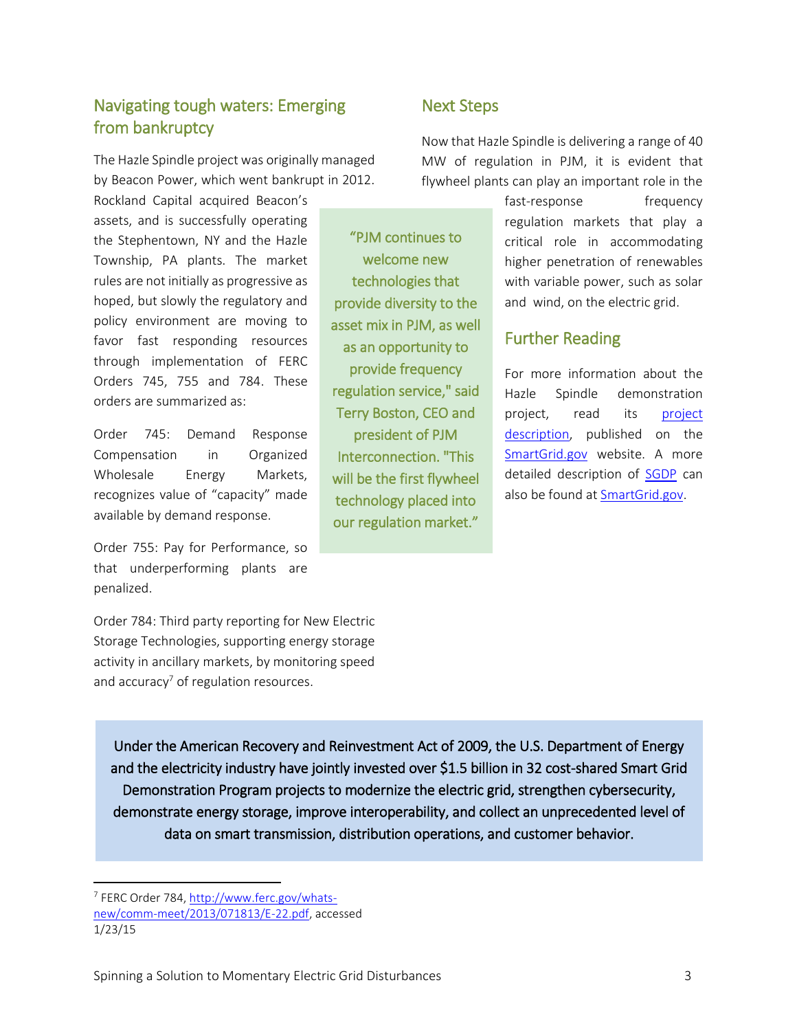## Navigating tough waters: Emerging from bankruptcy

The Hazle Spindle project was originally managed by Beacon Power, which went bankrupt in 2012. Rockland Capital acquired Beacon's assets, and is successfully operating the Stephentown, NY and the Hazle Township, PA plants. The market rules are not initially as progressive as hoped, but slowly the regulatory and policy environment are moving to favor fast responding resources through implementation of FERC Orders 745, 755 and 784. These orders are summarized as:

Order 745: Demand Response Compensation in Organized Wholesale Energy Markets, recognizes value of "capacity" made available by demand response.

Order 755: Pay for Performance, so that underperforming plants are penalized.

Order 784: Third party reporting for New Electric Storage Technologies, supporting energy storage activity in ancillary markets, by monitoring speed and accuracy[7] of regulation resources.

> "PJM continues to welcome new technologies that provide diversity to the asset mix in PJM, as well as an opportunity to provide frequency regulation service," said Terry Boston, CEO and president of PJM Interconnection. "This will be the first flywheel technology placed into our regulation market."

## Next Steps

Now that Hazle Spindle is delivering a range of 40 MW of regulation in PJM, it is evident that flywheel plants can play an important role in the fast-response frequency regulation markets that play a critical role in accommodating higher penetration of renewables with variable power, such as solar and wind, on the electric grid.

## Further Reading

For more information about the Hazle Spindle demonstration project, read its project description, published on the SmartGrid.gov website. A more detailed description of SGDP can also be found at SmartGrid.gov.

**Under the American Recovery and Reinvestment Act of 2009, the U.S. Department of Energy and the electricity industry have jointly invested over $1.5 billion in 32 cost-shared Smart Grid Demonstration Program projects to modernize the electric grid, strengthen cybersecurity, demonstrate energy storage, improve interoperability, and collect an unprecedented level of data on smart transmission, distribution operations, and customer behavior.**

---

[7] FERC Order 784, http://www.ferc.gov/whats-new/comm-meet/2013/071813/E-22.pdf, accessed 1/23/15